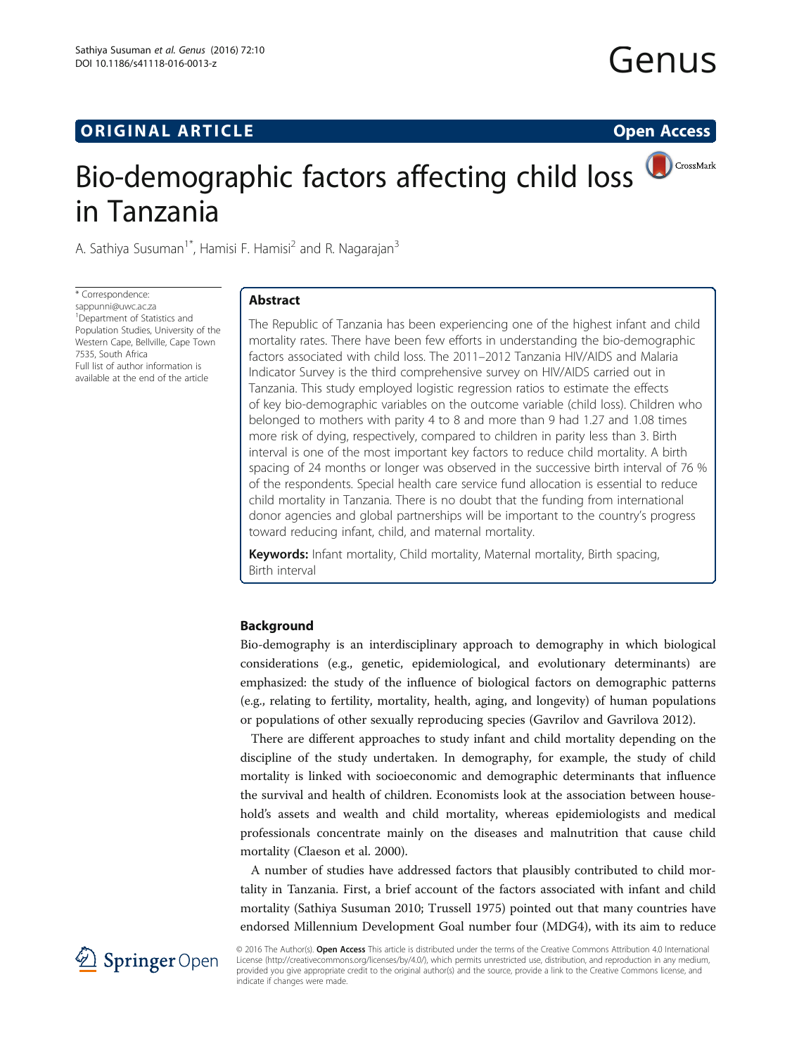ORIGINAL ARTICLE

Open Access

# Bio-demographic factors affecting child loss in Tanzania

A. Sathiya Susuman[1*], Hamisi F. Hamisi[2] and R. Nagarajan[3]

\* Correspondence: sappunni@uwc.ac.za
[1]Department of Statistics and Population Studies, University of the Western Cape, Bellville, Cape Town 7535, South Africa
Full list of author information is available at the end of the article

## Abstract

The Republic of Tanzania has been experiencing one of the highest infant and child mortality rates. There have been few efforts in understanding the bio-demographic factors associated with child loss. The 2011–2012 Tanzania HIV/AIDS and Malaria Indicator Survey is the third comprehensive survey on HIV/AIDS carried out in Tanzania. This study employed logistic regression ratios to estimate the effects of key bio-demographic variables on the outcome variable (child loss). Children who belonged to mothers with parity 4 to 8 and more than 9 had 1.27 and 1.08 times more risk of dying, respectively, compared to children in parity less than 3. Birth interval is one of the most important key factors to reduce child mortality. A birth spacing of 24 months or longer was observed in the successive birth interval of 76 % of the respondents. Special health care service fund allocation is essential to reduce child mortality in Tanzania. There is no doubt that the funding from international donor agencies and global partnerships will be important to the country's progress toward reducing infant, child, and maternal mortality.

**Keywords:** Infant mortality, Child mortality, Maternal mortality, Birth spacing, Birth interval

## Background

Bio-demography is an interdisciplinary approach to demography in which biological considerations (e.g., genetic, epidemiological, and evolutionary determinants) are emphasized: the study of the influence of biological factors on demographic patterns (e.g., relating to fertility, mortality, health, aging, and longevity) of human populations or populations of other sexually reproducing species (Gavrilov and Gavrilova 2012).

There are different approaches to study infant and child mortality depending on the discipline of the study undertaken. In demography, for example, the study of child mortality is linked with socioeconomic and demographic determinants that influence the survival and health of children. Economists look at the association between household's assets and wealth and child mortality, whereas epidemiologists and medical professionals concentrate mainly on the diseases and malnutrition that cause child mortality (Claeson et al. 2000).

A number of studies have addressed factors that plausibly contributed to child mortality in Tanzania. First, a brief account of the factors associated with infant and child mortality (Sathiya Susuman 2010; Trussell 1975) pointed out that many countries have endorsed Millennium Development Goal number four (MDG4), with its aim to reduce

© 2016 The Author(s). **Open Access** This article is distributed under the terms of the Creative Commons Attribution 4.0 International License (http://creativecommons.org/licenses/by/4.0/), which permits unrestricted use, distribution, and reproduction in any medium, provided you give appropriate credit to the original author(s) and the source, provide a link to the Creative Commons license, and indicate if changes were made.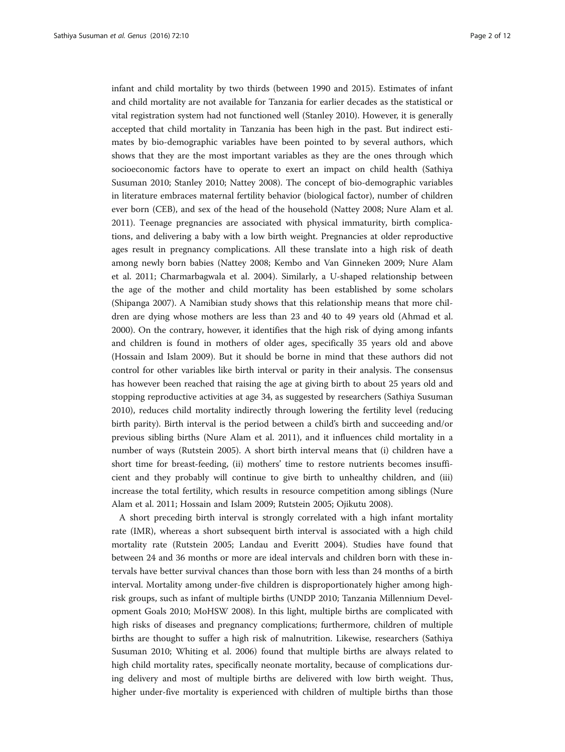infant and child mortality by two thirds (between 1990 and 2015). Estimates of infant and child mortality are not available for Tanzania for earlier decades as the statistical or vital registration system had not functioned well (Stanley 2010). However, it is generally accepted that child mortality in Tanzania has been high in the past. But indirect estimates by bio-demographic variables have been pointed to by several authors, which shows that they are the most important variables as they are the ones through which socioeconomic factors have to operate to exert an impact on child health (Sathiya Susuman 2010; Stanley 2010; Nattey 2008). The concept of bio-demographic variables in literature embraces maternal fertility behavior (biological factor), number of children ever born (CEB), and sex of the head of the household (Nattey 2008; Nure Alam et al. 2011). Teenage pregnancies are associated with physical immaturity, birth complications, and delivering a baby with a low birth weight. Pregnancies at older reproductive ages result in pregnancy complications. All these translate into a high risk of death among newly born babies (Nattey 2008; Kembo and Van Ginneken 2009; Nure Alam et al. 2011; Charmarbagwala et al. 2004). Similarly, a U-shaped relationship between the age of the mother and child mortality has been established by some scholars (Shipanga 2007). A Namibian study shows that this relationship means that more children are dying whose mothers are less than 23 and 40 to 49 years old (Ahmad et al. 2000). On the contrary, however, it identifies that the high risk of dying among infants and children is found in mothers of older ages, specifically 35 years old and above (Hossain and Islam 2009). But it should be borne in mind that these authors did not control for other variables like birth interval or parity in their analysis. The consensus has however been reached that raising the age at giving birth to about 25 years old and stopping reproductive activities at age 34, as suggested by researchers (Sathiya Susuman 2010), reduces child mortality indirectly through lowering the fertility level (reducing birth parity). Birth interval is the period between a child's birth and succeeding and/or previous sibling births (Nure Alam et al. 2011), and it influences child mortality in a number of ways (Rutstein 2005). A short birth interval means that (i) children have a short time for breast-feeding, (ii) mothers' time to restore nutrients becomes insufficient and they probably will continue to give birth to unhealthy children, and (iii) increase the total fertility, which results in resource competition among siblings (Nure Alam et al. 2011; Hossain and Islam 2009; Rutstein 2005; Ojikutu 2008).

A short preceding birth interval is strongly correlated with a high infant mortality rate (IMR), whereas a short subsequent birth interval is associated with a high child mortality rate (Rutstein 2005; Landau and Everitt 2004). Studies have found that between 24 and 36 months or more are ideal intervals and children born with these intervals have better survival chances than those born with less than 24 months of a birth interval. Mortality among under-five children is disproportionately higher among high-risk groups, such as infant of multiple births (UNDP 2010; Tanzania Millennium Development Goals 2010; MoHSW 2008). In this light, multiple births are complicated with high risks of diseases and pregnancy complications; furthermore, children of multiple births are thought to suffer a high risk of malnutrition. Likewise, researchers (Sathiya Susuman 2010; Whiting et al. 2006) found that multiple births are always related to high child mortality rates, specifically neonate mortality, because of complications during delivery and most of multiple births are delivered with low birth weight. Thus, higher under-five mortality is experienced with children of multiple births than those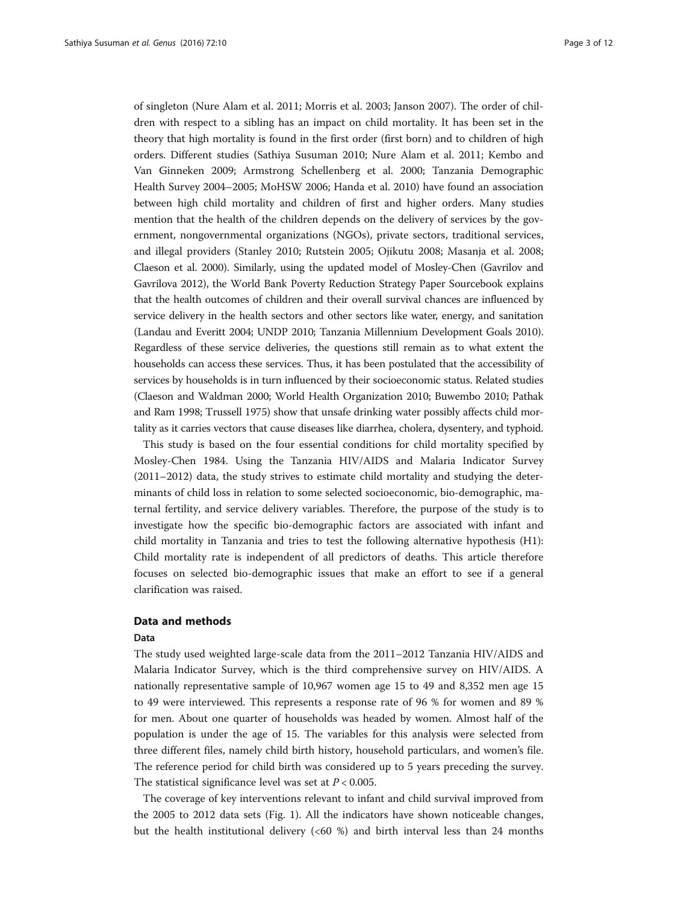of singleton (Nure Alam et al. 2011; Morris et al. 2003; Janson 2007). The order of children with respect to a sibling has an impact on child mortality. It has been set in the theory that high mortality is found in the first order (first born) and to children of high orders. Different studies (Sathiya Susuman 2010; Nure Alam et al. 2011; Kembo and Van Ginneken 2009; Armstrong Schellenberg et al. 2000; Tanzania Demographic Health Survey 2004–2005; MoHSW 2006; Handa et al. 2010) have found an association between high child mortality and children of first and higher orders. Many studies mention that the health of the children depends on the delivery of services by the government, nongovernmental organizations (NGOs), private sectors, traditional services, and illegal providers (Stanley 2010; Rutstein 2005; Ojikutu 2008; Masanja et al. 2008; Claeson et al. 2000). Similarly, using the updated model of Mosley-Chen (Gavrilov and Gavrilova 2012), the World Bank Poverty Reduction Strategy Paper Sourcebook explains that the health outcomes of children and their overall survival chances are influenced by service delivery in the health sectors and other sectors like water, energy, and sanitation (Landau and Everitt 2004; UNDP 2010; Tanzania Millennium Development Goals 2010). Regardless of these service deliveries, the questions still remain as to what extent the households can access these services. Thus, it has been postulated that the accessibility of services by households is in turn influenced by their socioeconomic status. Related studies (Claeson and Waldman 2000; World Health Organization 2010; Buwembo 2010; Pathak and Ram 1998; Trussell 1975) show that unsafe drinking water possibly affects child mortality as it carries vectors that cause diseases like diarrhea, cholera, dysentery, and typhoid.

This study is based on the four essential conditions for child mortality specified by Mosley-Chen 1984. Using the Tanzania HIV/AIDS and Malaria Indicator Survey (2011–2012) data, the study strives to estimate child mortality and studying the determinants of child loss in relation to some selected socioeconomic, bio-demographic, maternal fertility, and service delivery variables. Therefore, the purpose of the study is to investigate how the specific bio-demographic factors are associated with infant and child mortality in Tanzania and tries to test the following alternative hypothesis (H1): Child mortality rate is independent of all predictors of deaths. This article therefore focuses on selected bio-demographic issues that make an effort to see if a general clarification was raised.

## Data and methods

### Data

The study used weighted large-scale data from the 2011–2012 Tanzania HIV/AIDS and Malaria Indicator Survey, which is the third comprehensive survey on HIV/AIDS. A nationally representative sample of 10,967 women age 15 to 49 and 8,352 men age 15 to 49 were interviewed. This represents a response rate of 96 % for women and 89 % for men. About one quarter of households was headed by women. Almost half of the population is under the age of 15. The variables for this analysis were selected from three different files, namely child birth history, household particulars, and women's file. The reference period for child birth was considered up to 5 years preceding the survey. The statistical significance level was set at $P < 0.005$.

The coverage of key interventions relevant to infant and child survival improved from the 2005 to 2012 data sets (Fig. 1). All the indicators have shown noticeable changes, but the health institutional delivery (<60 %) and birth interval less than 24 months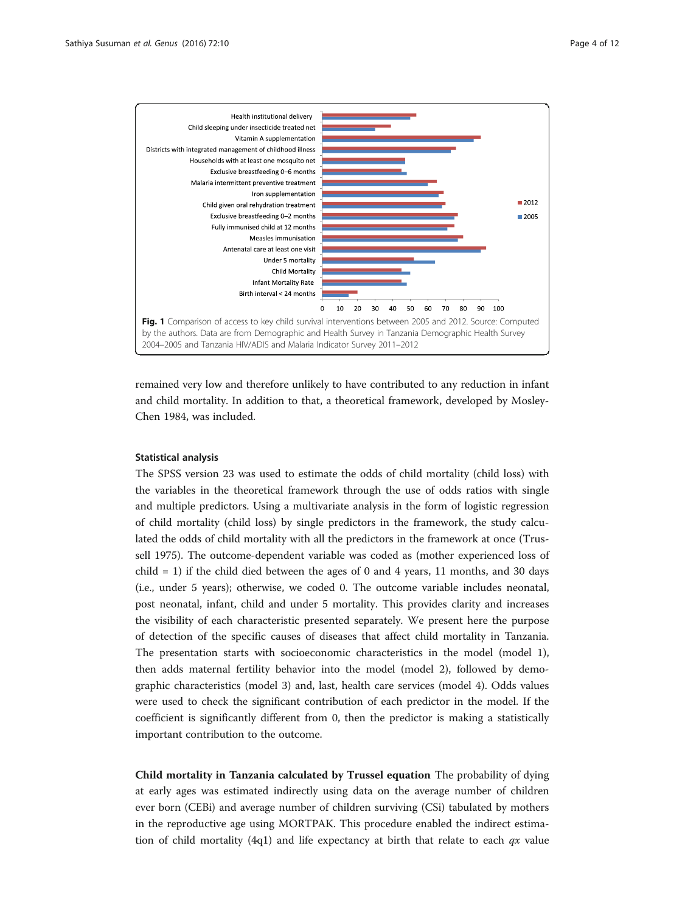**Fig. 1** Comparison of access to key child survival interventions between 2005 and 2012. Source: Computed by the authors. Data are from Demographic and Health Survey in Tanzania Demographic Health Survey 2004–2005 and Tanzania HIV/ADIS and Malaria Indicator Survey 2011–2012

remained very low and therefore unlikely to have contributed to any reduction in infant and child mortality. In addition to that, a theoretical framework, developed by Mosley-Chen 1984, was included.

### Statistical analysis

The SPSS version 23 was used to estimate the odds of child mortality (child loss) with the variables in the theoretical framework through the use of odds ratios with single and multiple predictors. Using a multivariate analysis in the form of logistic regression of child mortality (child loss) by single predictors in the framework, the study calculated the odds of child mortality with all the predictors in the framework at once (Trussell 1975). The outcome-dependent variable was coded as (mother experienced loss of child = 1) if the child died between the ages of 0 and 4 years, 11 months, and 30 days (i.e., under 5 years); otherwise, we coded 0. The outcome variable includes neonatal, post neonatal, infant, child and under 5 mortality. This provides clarity and increases the visibility of each characteristic presented separately. We present here the purpose of detection of the specific causes of diseases that affect child mortality in Tanzania. The presentation starts with socioeconomic characteristics in the model (model 1), then adds maternal fertility behavior into the model (model 2), followed by demographic characteristics (model 3) and, last, health care services (model 4). Odds values were used to check the significant contribution of each predictor in the model. If the coefficient is significantly different from 0, then the predictor is making a statistically important contribution to the outcome.

**Child mortality in Tanzania calculated by Trussel equation** The probability of dying at early ages was estimated indirectly using data on the average number of children ever born (CEBi) and average number of children surviving (CSi) tabulated by mothers in the reproductive age using MORTPAK. This procedure enabled the indirect estimation of child mortality (4q1) and life expectancy at birth that relate to each *qx* value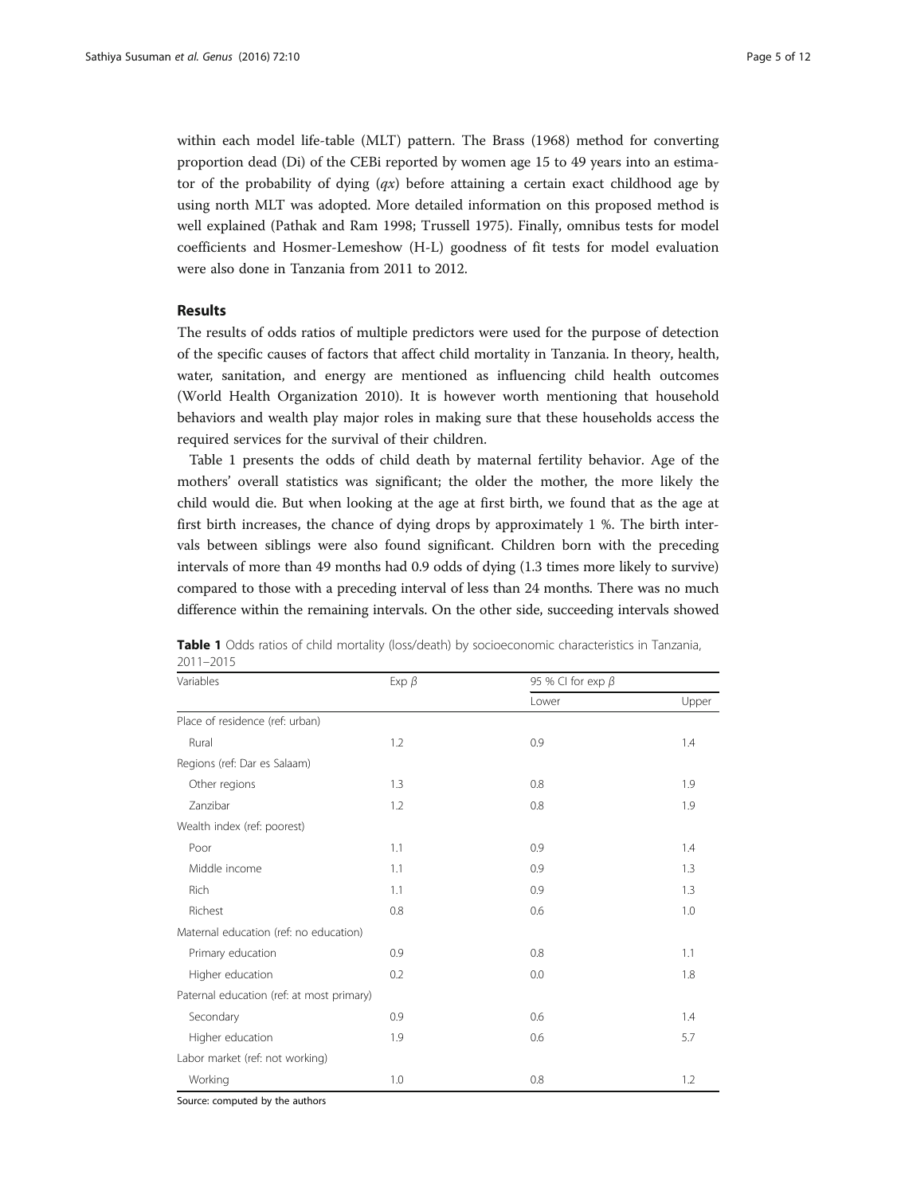within each model life-table (MLT) pattern. The Brass (1968) method for converting proportion dead (Di) of the CEBi reported by women age 15 to 49 years into an estimator of the probability of dying (*qx*) before attaining a certain exact childhood age by using north MLT was adopted. More detailed information on this proposed method is well explained (Pathak and Ram 1998; Trussell 1975). Finally, omnibus tests for model coefficients and Hosmer-Lemeshow (H-L) goodness of fit tests for model evaluation were also done in Tanzania from 2011 to 2012.

## Results

The results of odds ratios of multiple predictors were used for the purpose of detection of the specific causes of factors that affect child mortality in Tanzania. In theory, health, water, sanitation, and energy are mentioned as influencing child health outcomes (World Health Organization 2010). It is however worth mentioning that household behaviors and wealth play major roles in making sure that these households access the required services for the survival of their children.

Table 1 presents the odds of child death by maternal fertility behavior. Age of the mothers' overall statistics was significant; the older the mother, the more likely the child would die. But when looking at the age at first birth, we found that as the age at first birth increases, the chance of dying drops by approximately 1 %. The birth intervals between siblings were also found significant. Children born with the preceding intervals of more than 49 months had 0.9 odds of dying (1.3 times more likely to survive) compared to those with a preceding interval of less than 24 months. There was no much difference within the remaining intervals. On the other side, succeeding intervals showed

**Table 1** Odds ratios of child mortality (loss/death) by socioeconomic characteristics in Tanzania, 2011–2015

| Variables | Exp $\beta$ | 95 % CI for exp $\beta$ | |
|---|---|---|---|
| | | Lower | Upper |
| Place of residence (ref: urban) | | | |
| Rural | 1.2 | 0.9 | 1.4 |
| Regions (ref: Dar es Salaam) | | | |
| Other regions | 1.3 | 0.8 | 1.9 |
| Zanzibar | 1.2 | 0.8 | 1.9 |
| Wealth index (ref: poorest) | | | |
| Poor | 1.1 | 0.9 | 1.4 |
| Middle income | 1.1 | 0.9 | 1.3 |
| Rich | 1.1 | 0.9 | 1.3 |
| Richest | 0.8 | 0.6 | 1.0 |
| Maternal education (ref: no education) | | | |
| Primary education | 0.9 | 0.8 | 1.1 |
| Higher education | 0.2 | 0.0 | 1.8 |
| Paternal education (ref: at most primary) | | | |
| Secondary | 0.9 | 0.6 | 1.4 |
| Higher education | 1.9 | 0.6 | 5.7 |
| Labor market (ref: not working) | | | |
| Working | 1.0 | 0.8 | 1.2 |

Source: computed by the authors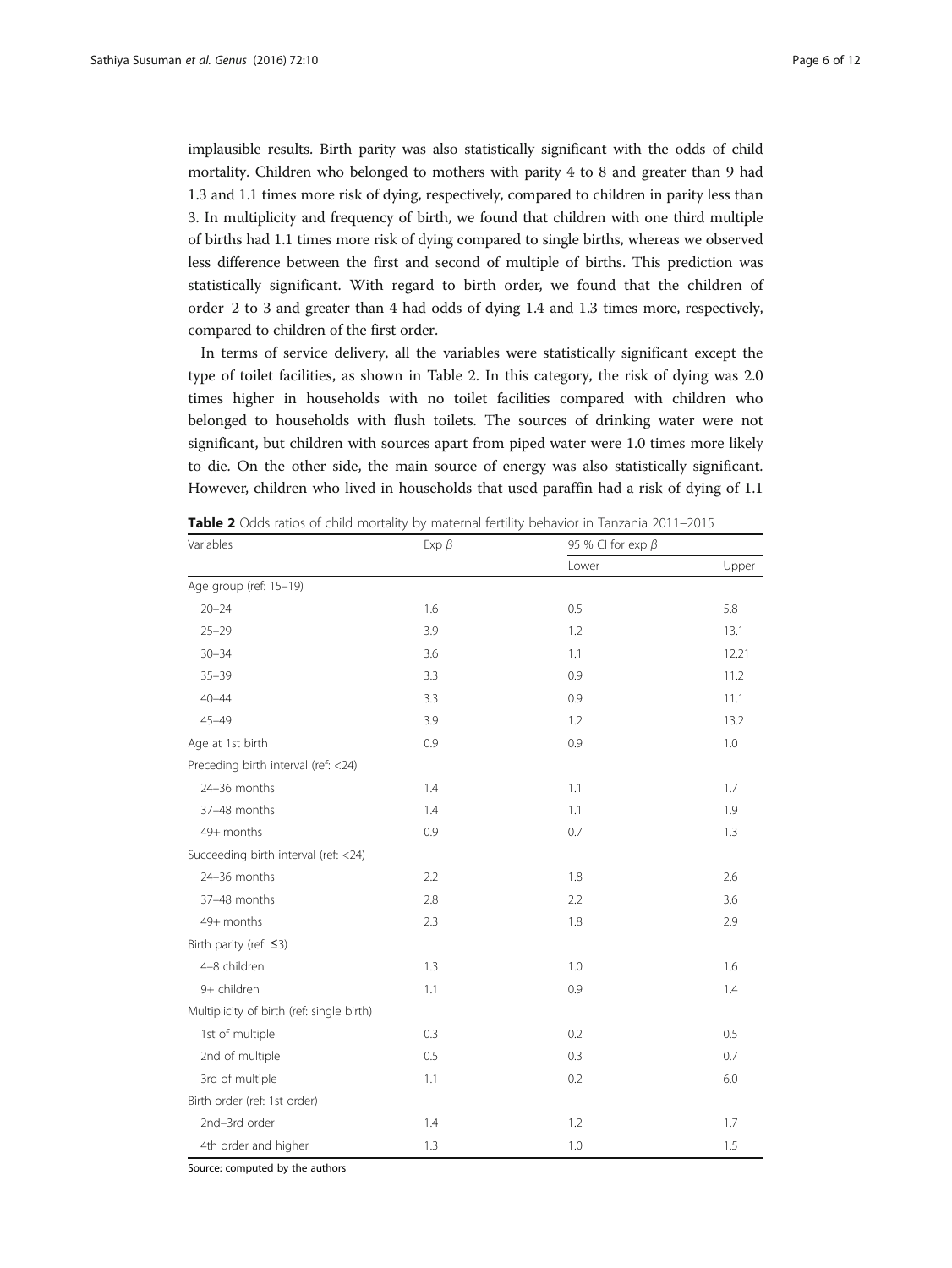implausible results. Birth parity was also statistically significant with the odds of child mortality. Children who belonged to mothers with parity 4 to 8 and greater than 9 had 1.3 and 1.1 times more risk of dying, respectively, compared to children in parity less than 3. In multiplicity and frequency of birth, we found that children with one third multiple of births had 1.1 times more risk of dying compared to single births, whereas we observed less difference between the first and second of multiple of births. This prediction was statistically significant. With regard to birth order, we found that the children of order 2 to 3 and greater than 4 had odds of dying 1.4 and 1.3 times more, respectively, compared to children of the first order.

In terms of service delivery, all the variables were statistically significant except the type of toilet facilities, as shown in Table 2. In this category, the risk of dying was 2.0 times higher in households with no toilet facilities compared with children who belonged to households with flush toilets. The sources of drinking water were not significant, but children with sources apart from piped water were 1.0 times more likely to die. On the other side, the main source of energy was also statistically significant. However, children who lived in households that used paraffin had a risk of dying of 1.1

**Table 2** Odds ratios of child mortality by maternal fertility behavior in Tanzania 2011–2015

| Variables | Exp $\beta$ | 95 % CI for exp $\beta$ | |
|---|---|---|---|
| | | Lower | Upper |
| Age group (ref: 15–19) | | | |
| 20–24 | 1.6 | 0.5 | 5.8 |
| 25–29 | 3.9 | 1.2 | 13.1 |
| 30–34 | 3.6 | 1.1 | 12.21 |
| 35–39 | 3.3 | 0.9 | 11.2 |
| 40–44 | 3.3 | 0.9 | 11.1 |
| 45–49 | 3.9 | 1.2 | 13.2 |
| Age at 1st birth | 0.9 | 0.9 | 1.0 |
| Preceding birth interval (ref: <24) | | | |
| 24–36 months | 1.4 | 1.1 | 1.7 |
| 37–48 months | 1.4 | 1.1 | 1.9 |
| 49+ months | 0.9 | 0.7 | 1.3 |
| Succeeding birth interval (ref: <24) | | | |
| 24–36 months | 2.2 | 1.8 | 2.6 |
| 37–48 months | 2.8 | 2.2 | 3.6 |
| 49+ months | 2.3 | 1.8 | 2.9 |
| Birth parity (ref: ≤3) | | | |
| 4–8 children | 1.3 | 1.0 | 1.6 |
| 9+ children | 1.1 | 0.9 | 1.4 |
| Multiplicity of birth (ref: single birth) | | | |
| 1st of multiple | 0.3 | 0.2 | 0.5 |
| 2nd of multiple | 0.5 | 0.3 | 0.7 |
| 3rd of multiple | 1.1 | 0.2 | 6.0 |
| Birth order (ref: 1st order) | | | |
| 2nd–3rd order | 1.4 | 1.2 | 1.7 |
| 4th order and higher | 1.3 | 1.0 | 1.5 |

Source: computed by the authors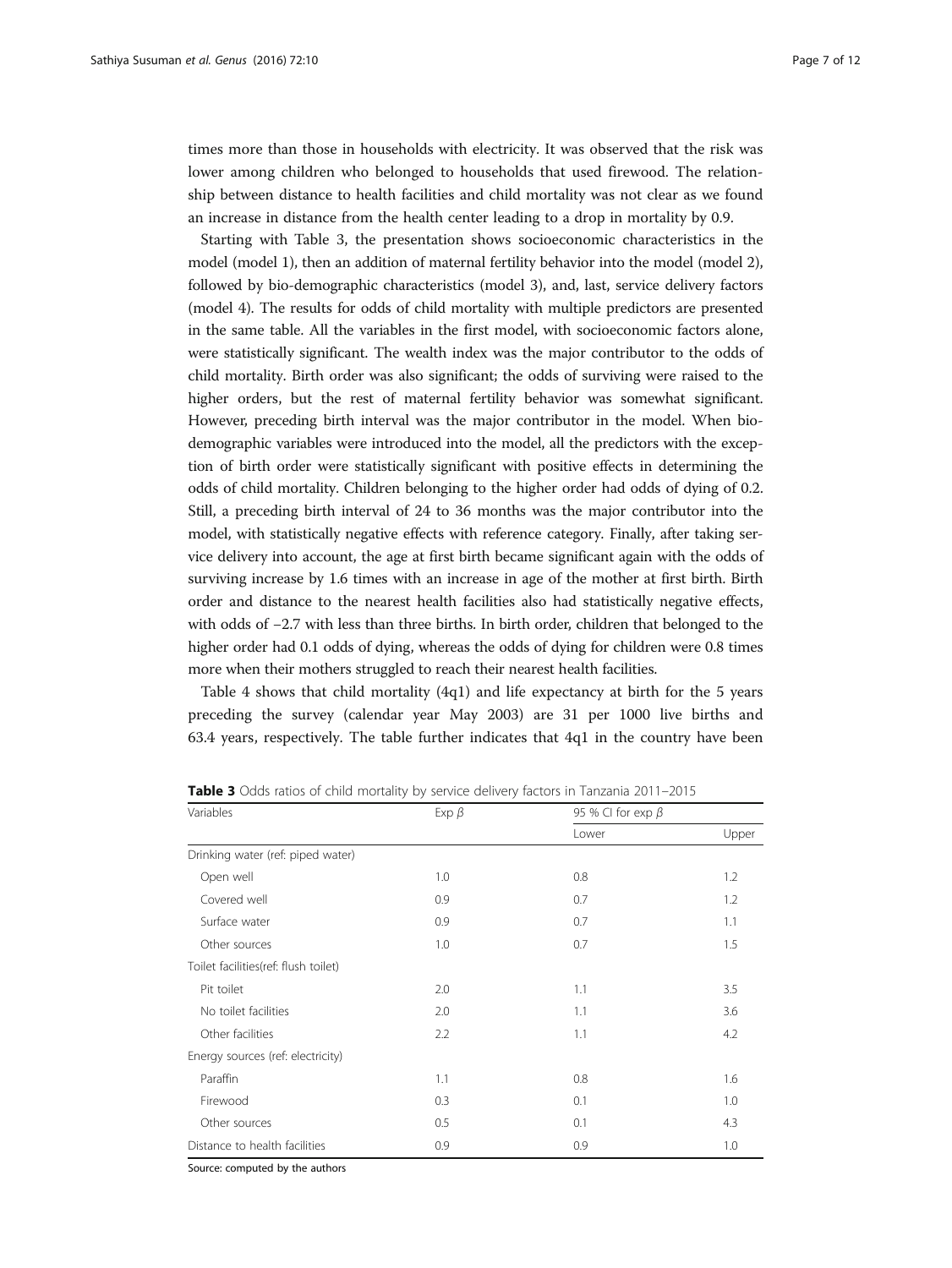times more than those in households with electricity. It was observed that the risk was lower among children who belonged to households that used firewood. The relationship between distance to health facilities and child mortality was not clear as we found an increase in distance from the health center leading to a drop in mortality by 0.9.

Starting with Table 3, the presentation shows socioeconomic characteristics in the model (model 1), then an addition of maternal fertility behavior into the model (model 2), followed by bio-demographic characteristics (model 3), and, last, service delivery factors (model 4). The results for odds of child mortality with multiple predictors are presented in the same table. All the variables in the first model, with socioeconomic factors alone, were statistically significant. The wealth index was the major contributor to the odds of child mortality. Birth order was also significant; the odds of surviving were raised to the higher orders, but the rest of maternal fertility behavior was somewhat significant. However, preceding birth interval was the major contributor in the model. When bio-demographic variables were introduced into the model, all the predictors with the exception of birth order were statistically significant with positive effects in determining the odds of child mortality. Children belonging to the higher order had odds of dying of 0.2. Still, a preceding birth interval of 24 to 36 months was the major contributor into the model, with statistically negative effects with reference category. Finally, after taking service delivery into account, the age at first birth became significant again with the odds of surviving increase by 1.6 times with an increase in age of the mother at first birth. Birth order and distance to the nearest health facilities also had statistically negative effects, with odds of −2.7 with less than three births. In birth order, children that belonged to the higher order had 0.1 odds of dying, whereas the odds of dying for children were 0.8 times more when their mothers struggled to reach their nearest health facilities.

Table 4 shows that child mortality (4q1) and life expectancy at birth for the 5 years preceding the survey (calendar year May 2003) are 31 per 1000 live births and 63.4 years, respectively. The table further indicates that 4q1 in the country have been

**Table 3** Odds ratios of child mortality by service delivery factors in Tanzania 2011–2015

| Variables | Exp $\beta$ | 95 % CI for exp $\beta$ | |
|---|---|---|---|
| | | Lower | Upper |
| Drinking water (ref: piped water) | | | |
| Open well | 1.0 | 0.8 | 1.2 |
| Covered well | 0.9 | 0.7 | 1.2 |
| Surface water | 0.9 | 0.7 | 1.1 |
| Other sources | 1.0 | 0.7 | 1.5 |
| Toilet facilities(ref: flush toilet) | | | |
| Pit toilet | 2.0 | 1.1 | 3.5 |
| No toilet facilities | 2.0 | 1.1 | 3.6 |
| Other facilities | 2.2 | 1.1 | 4.2 |
| Energy sources (ref: electricity) | | | |
| Paraffin | 1.1 | 0.8 | 1.6 |
| Firewood | 0.3 | 0.1 | 1.0 |
| Other sources | 0.5 | 0.1 | 4.3 |
| Distance to health facilities | 0.9 | 0.9 | 1.0 |

Source: computed by the authors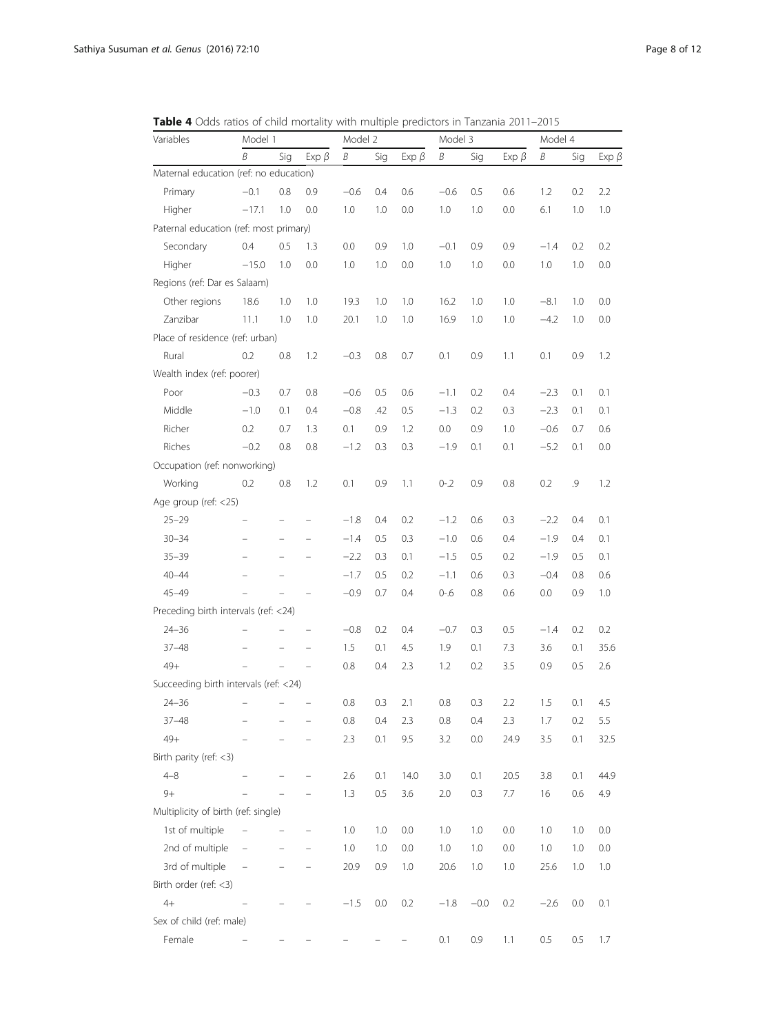**Table 4** Odds ratios of child mortality with multiple predictors in Tanzania 2011–2015

| Variables | Model 1 | | | Model 2 | | | Model 3 | | | Model 4 | | |
|---|---|---|---|---|---|---|---|---|---|---|---|---|
| | *B* | Sig | Exp *β* | *B* | Sig | Exp *β* | *B* | Sig | Exp *β* | *B* | Sig | Exp *β* |
| Maternal education (ref: no education) | | | | | | | | | | | | |
| Primary | −0.1 | 0.8 | 0.9 | −0.6 | 0.4 | 0.6 | −0.6 | 0.5 | 0.6 | 1.2 | 0.2 | 2.2 |
| Higher | −17.1 | 1.0 | 0.0 | 1.0 | 1.0 | 0.0 | 1.0 | 1.0 | 0.0 | 6.1 | 1.0 | 1.0 |
| Paternal education (ref: most primary) | | | | | | | | | | | | |
| Secondary | 0.4 | 0.5 | 1.3 | 0.0 | 0.9 | 1.0 | −0.1 | 0.9 | 0.9 | −1.4 | 0.2 | 0.2 |
| Higher | −15.0 | 1.0 | 0.0 | 1.0 | 1.0 | 0.0 | 1.0 | 1.0 | 0.0 | 1.0 | 1.0 | 0.0 |
| Regions (ref: Dar es Salaam) | | | | | | | | | | | | |
| Other regions | 18.6 | 1.0 | 1.0 | 19.3 | 1.0 | 1.0 | 16.2 | 1.0 | 1.0 | −8.1 | 1.0 | 0.0 |
| Zanzibar | 11.1 | 1.0 | 1.0 | 20.1 | 1.0 | 1.0 | 16.9 | 1.0 | 1.0 | −4.2 | 1.0 | 0.0 |
| Place of residence (ref: urban) | | | | | | | | | | | | |
| Rural | 0.2 | 0.8 | 1.2 | −0.3 | 0.8 | 0.7 | 0.1 | 0.9 | 1.1 | 0.1 | 0.9 | 1.2 |
| Wealth index (ref: poorer) | | | | | | | | | | | | |
| Poor | −0.3 | 0.7 | 0.8 | −0.6 | 0.5 | 0.6 | −1.1 | 0.2 | 0.4 | −2.3 | 0.1 | 0.1 |
| Middle | −1.0 | 0.1 | 0.4 | −0.8 | .42 | 0.5 | −1.3 | 0.2 | 0.3 | −2.3 | 0.1 | 0.1 |
| Richer | 0.2 | 0.7 | 1.3 | 0.1 | 0.9 | 1.2 | 0.0 | 0.9 | 1.0 | −0.6 | 0.7 | 0.6 |
| Riches | −0.2 | 0.8 | 0.8 | −1.2 | 0.3 | 0.3 | −1.9 | 0.1 | 0.1 | −5.2 | 0.1 | 0.0 |
| Occupation (ref: nonworking) | | | | | | | | | | | | |
| Working | 0.2 | 0.8 | 1.2 | 0.1 | 0.9 | 1.1 | 0-.2 | 0.9 | 0.8 | 0.2 | .9 | 1.2 |
| Age group (ref: <25) | | | | | | | | | | | | |
| 25–29 | – | – | – | −1.8 | 0.4 | 0.2 | −1.2 | 0.6 | 0.3 | −2.2 | 0.4 | 0.1 |
| 30–34 | – | – | – | −1.4 | 0.5 | 0.3 | −1.0 | 0.6 | 0.4 | −1.9 | 0.4 | 0.1 |
| 35–39 | – | – | – | −2.2 | 0.3 | 0.1 | −1.5 | 0.5 | 0.2 | −1.9 | 0.5 | 0.1 |
| 40–44 | – | – | | −1.7 | 0.5 | 0.2 | −1.1 | 0.6 | 0.3 | −0.4 | 0.8 | 0.6 |
| 45–49 | – | – | – | −0.9 | 0.7 | 0.4 | 0-.6 | 0.8 | 0.6 | 0.0 | 0.9 | 1.0 |
| Preceding birth intervals (ref: <24) | | | | | | | | | | | | |
| 24–36 | – | – | – | −0.8 | 0.2 | 0.4 | −0.7 | 0.3 | 0.5 | −1.4 | 0.2 | 0.2 |
| 37–48 | – | – | – | 1.5 | 0.1 | 4.5 | 1.9 | 0.1 | 7.3 | 3.6 | 0.1 | 35.6 |
| 49+ | – | – | – | 0.8 | 0.4 | 2.3 | 1.2 | 0.2 | 3.5 | 0.9 | 0.5 | 2.6 |
| Succeeding birth intervals (ref: <24) | | | | | | | | | | | | |
| 24–36 | – | – | – | 0.8 | 0.3 | 2.1 | 0.8 | 0.3 | 2.2 | 1.5 | 0.1 | 4.5 |
| 37–48 | – | – | – | 0.8 | 0.4 | 2.3 | 0.8 | 0.4 | 2.3 | 1.7 | 0.2 | 5.5 |
| 49+ | – | – | – | 2.3 | 0.1 | 9.5 | 3.2 | 0.0 | 24.9 | 3.5 | 0.1 | 32.5 |
| Birth parity (ref: <3) | | | | | | | | | | | | |
| 4–8 | – | – | – | 2.6 | 0.1 | 14.0 | 3.0 | 0.1 | 20.5 | 3.8 | 0.1 | 44.9 |
| 9+ | – | – | – | 1.3 | 0.5 | 3.6 | 2.0 | 0.3 | 7.7 | 16 | 0.6 | 4.9 |
| Multiplicity of birth (ref: single) | | | | | | | | | | | | |
| 1st of multiple | – | – | – | 1.0 | 1.0 | 0.0 | 1.0 | 1.0 | 0.0 | 1.0 | 1.0 | 0.0 |
| 2nd of multiple | – | – | – | 1.0 | 1.0 | 0.0 | 1.0 | 1.0 | 0.0 | 1.0 | 1.0 | 0.0 |
| 3rd of multiple | – | – | – | 20.9 | 0.9 | 1.0 | 20.6 | 1.0 | 1.0 | 25.6 | 1.0 | 1.0 |
| Birth order (ref: <3) | | | | | | | | | | | | |
| 4+ | – | – | – | −1.5 | 0.0 | 0.2 | −1.8 | −0.0 | 0.2 | −2.6 | 0.0 | 0.1 |
| Sex of child (ref: male) | | | | | | | | | | | | |
| Female | – | – | – | – | – | – | 0.1 | 0.9 | 1.1 | 0.5 | 0.5 | 1.7 |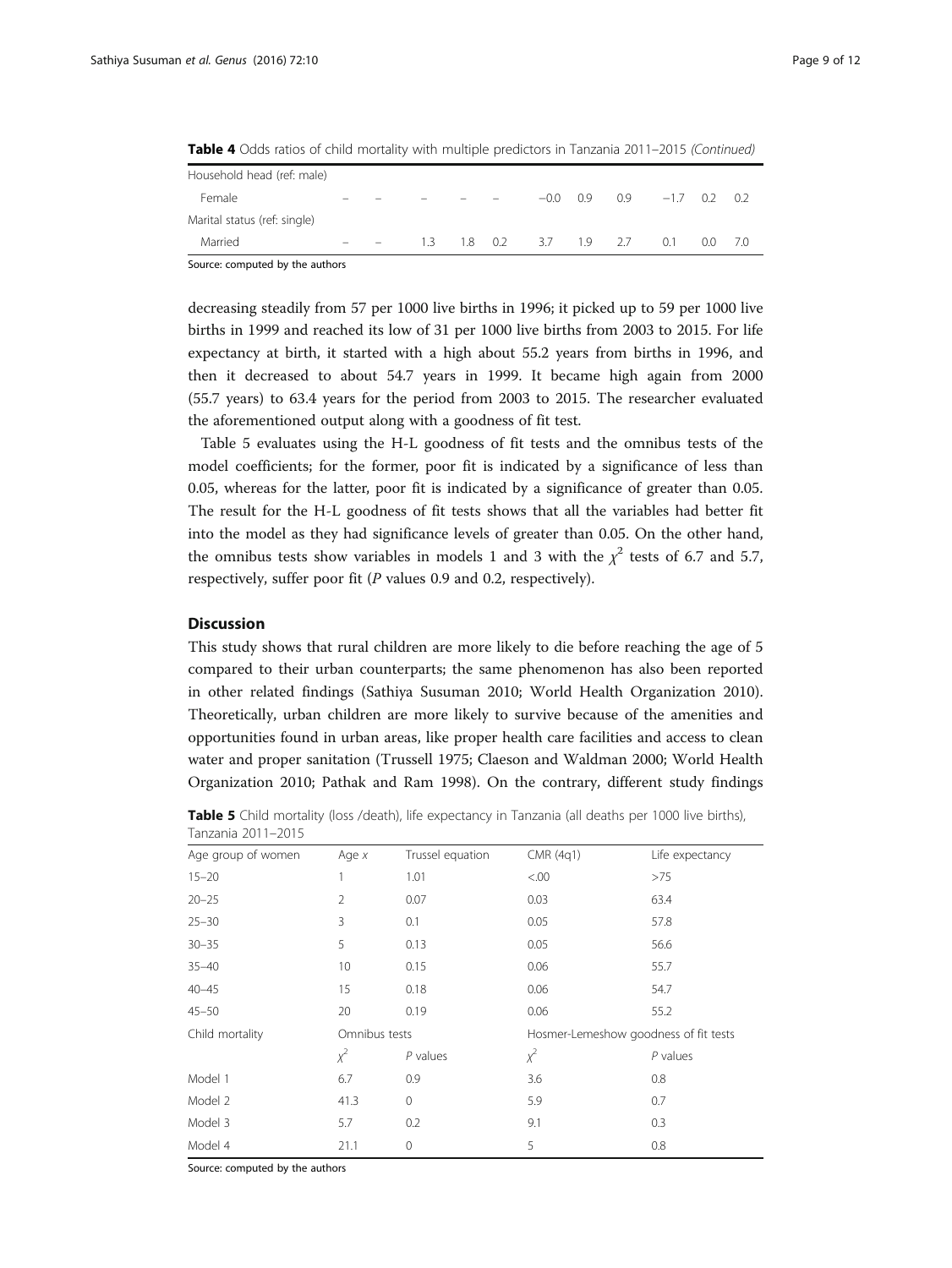**Table 4** Odds ratios of child mortality with multiple predictors in Tanzania 2011–2015 *(Continued)*

| | | | | | | | | | | | | |
|---|---|---|---|---|---|---|---|---|---|---|---|---|
| Household head (ref: male) | | | | | | | | | | | | |
| Female | – | – | – | – | – | – | −0.0 | 0.9 | 0.9 | −1.7 | 0.2 | 0.2 |
| Marital status (ref: single) | | | | | | | | | | | | |
| Married | – | – | 1.3 | 1.8 | 0.2 | 3.7 | 1.9 | 2.7 | 0.1 | 0.0 | 7.0 | |

Source: computed by the authors

decreasing steadily from 57 per 1000 live births in 1996; it picked up to 59 per 1000 live births in 1999 and reached its low of 31 per 1000 live births from 2003 to 2015. For life expectancy at birth, it started with a high about 55.2 years from births in 1996, and then it decreased to about 54.7 years in 1999. It became high again from 2000 (55.7 years) to 63.4 years for the period from 2003 to 2015. The researcher evaluated the aforementioned output along with a goodness of fit test.

Table 5 evaluates using the H-L goodness of fit tests and the omnibus tests of the model coefficients; for the former, poor fit is indicated by a significance of less than 0.05, whereas for the latter, poor fit is indicated by a significance of greater than 0.05. The result for the H-L goodness of fit tests shows that all the variables had better fit into the model as they had significance levels of greater than 0.05. On the other hand, the omnibus tests show variables in models 1 and 3 with the $\chi^2$ tests of 6.7 and 5.7, respectively, suffer poor fit (*P* values 0.9 and 0.2, respectively).

## Discussion

This study shows that rural children are more likely to die before reaching the age of 5 compared to their urban counterparts; the same phenomenon has also been reported in other related findings (Sathiya Susuman 2010; World Health Organization 2010). Theoretically, urban children are more likely to survive because of the amenities and opportunities found in urban areas, like proper health care facilities and access to clean water and proper sanitation (Trussell 1975; Claeson and Waldman 2000; World Health Organization 2010; Pathak and Ram 1998). On the contrary, different study findings

**Table 5** Child mortality (loss /death), life expectancy in Tanzania (all deaths per 1000 live births), Tanzania 2011–2015

| Age group of women | Age *x* | Trussel equation | CMR (4q1) | Life expectancy |
|---|---|---|---|---|
| 15–20 | 1 | 1.01 | <.00 | >75 |
| 20–25 | 2 | 0.07 | 0.03 | 63.4 |
| 25–30 | 3 | 0.1 | 0.05 | 57.8 |
| 30–35 | 5 | 0.13 | 0.05 | 56.6 |
| 35–40 | 10 | 0.15 | 0.06 | 55.7 |
| 40–45 | 15 | 0.18 | 0.06 | 54.7 |
| 45–50 | 20 | 0.19 | 0.06 | 55.2 |
| Child mortality | Omnibus tests | | Hosmer-Lemeshow goodness of fit tests | |
| | $\chi^2$ | *P* values | $\chi^2$ | *P* values |
| Model 1 | 6.7 | 0.9 | 3.6 | 0.8 |
| Model 2 | 41.3 | 0 | 5.9 | 0.7 |
| Model 3 | 5.7 | 0.2 | 9.1 | 0.3 |
| Model 4 | 21.1 | 0 | 5 | 0.8 |

Source: computed by the authors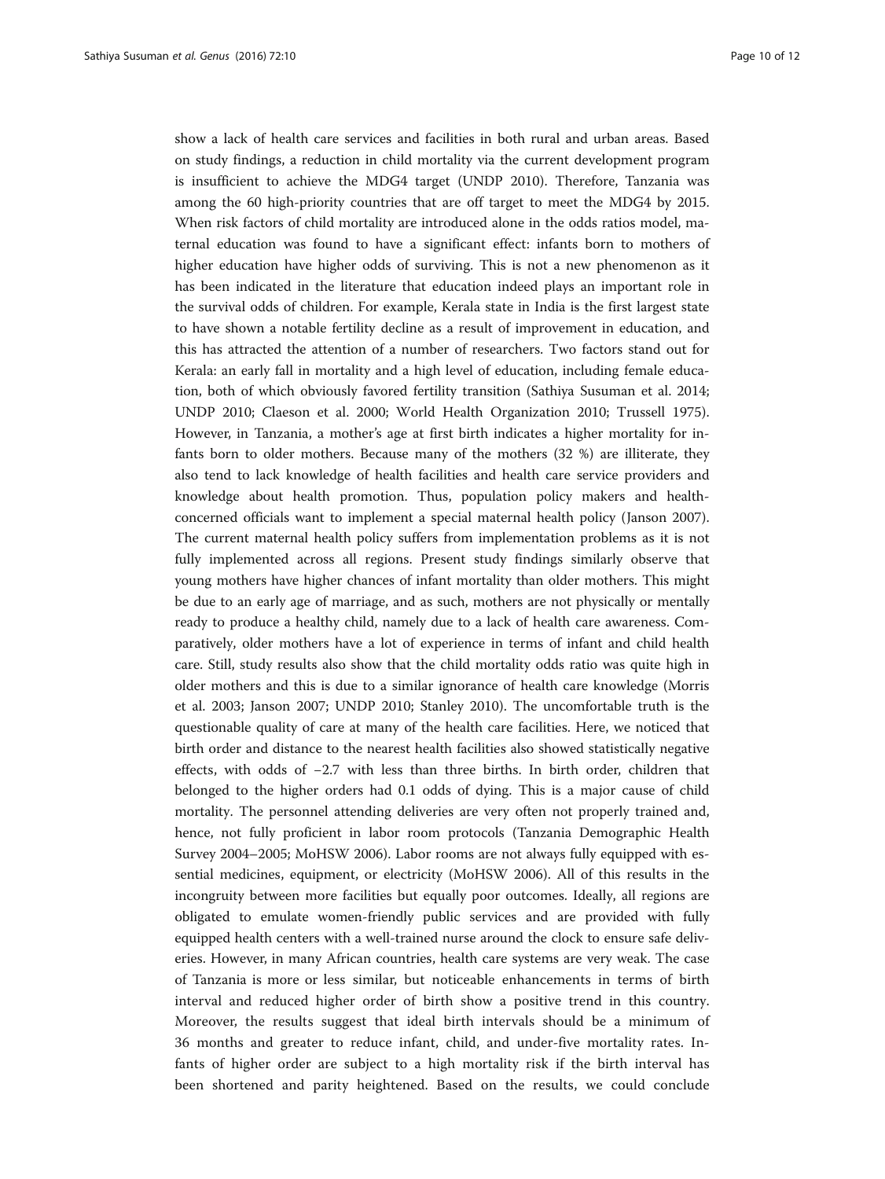show a lack of health care services and facilities in both rural and urban areas. Based on study findings, a reduction in child mortality via the current development program is insufficient to achieve the MDG4 target (UNDP 2010). Therefore, Tanzania was among the 60 high-priority countries that are off target to meet the MDG4 by 2015. When risk factors of child mortality are introduced alone in the odds ratios model, maternal education was found to have a significant effect: infants born to mothers of higher education have higher odds of surviving. This is not a new phenomenon as it has been indicated in the literature that education indeed plays an important role in the survival odds of children. For example, Kerala state in India is the first largest state to have shown a notable fertility decline as a result of improvement in education, and this has attracted the attention of a number of researchers. Two factors stand out for Kerala: an early fall in mortality and a high level of education, including female education, both of which obviously favored fertility transition (Sathiya Susuman et al. 2014; UNDP 2010; Claeson et al. 2000; World Health Organization 2010; Trussell 1975). However, in Tanzania, a mother's age at first birth indicates a higher mortality for infants born to older mothers. Because many of the mothers (32 %) are illiterate, they also tend to lack knowledge of health facilities and health care service providers and knowledge about health promotion. Thus, population policy makers and health-concerned officials want to implement a special maternal health policy (Janson 2007). The current maternal health policy suffers from implementation problems as it is not fully implemented across all regions. Present study findings similarly observe that young mothers have higher chances of infant mortality than older mothers. This might be due to an early age of marriage, and as such, mothers are not physically or mentally ready to produce a healthy child, namely due to a lack of health care awareness. Comparatively, older mothers have a lot of experience in terms of infant and child health care. Still, study results also show that the child mortality odds ratio was quite high in older mothers and this is due to a similar ignorance of health care knowledge (Morris et al. 2003; Janson 2007; UNDP 2010; Stanley 2010). The uncomfortable truth is the questionable quality of care at many of the health care facilities. Here, we noticed that birth order and distance to the nearest health facilities also showed statistically negative effects, with odds of −2.7 with less than three births. In birth order, children that belonged to the higher orders had 0.1 odds of dying. This is a major cause of child mortality. The personnel attending deliveries are very often not properly trained and, hence, not fully proficient in labor room protocols (Tanzania Demographic Health Survey 2004–2005; MoHSW 2006). Labor rooms are not always fully equipped with essential medicines, equipment, or electricity (MoHSW 2006). All of this results in the incongruity between more facilities but equally poor outcomes. Ideally, all regions are obligated to emulate women-friendly public services and are provided with fully equipped health centers with a well-trained nurse around the clock to ensure safe deliveries. However, in many African countries, health care systems are very weak. The case of Tanzania is more or less similar, but noticeable enhancements in terms of birth interval and reduced higher order of birth show a positive trend in this country. Moreover, the results suggest that ideal birth intervals should be a minimum of 36 months and greater to reduce infant, child, and under-five mortality rates. Infants of higher order are subject to a high mortality risk if the birth interval has been shortened and parity heightened. Based on the results, we could conclude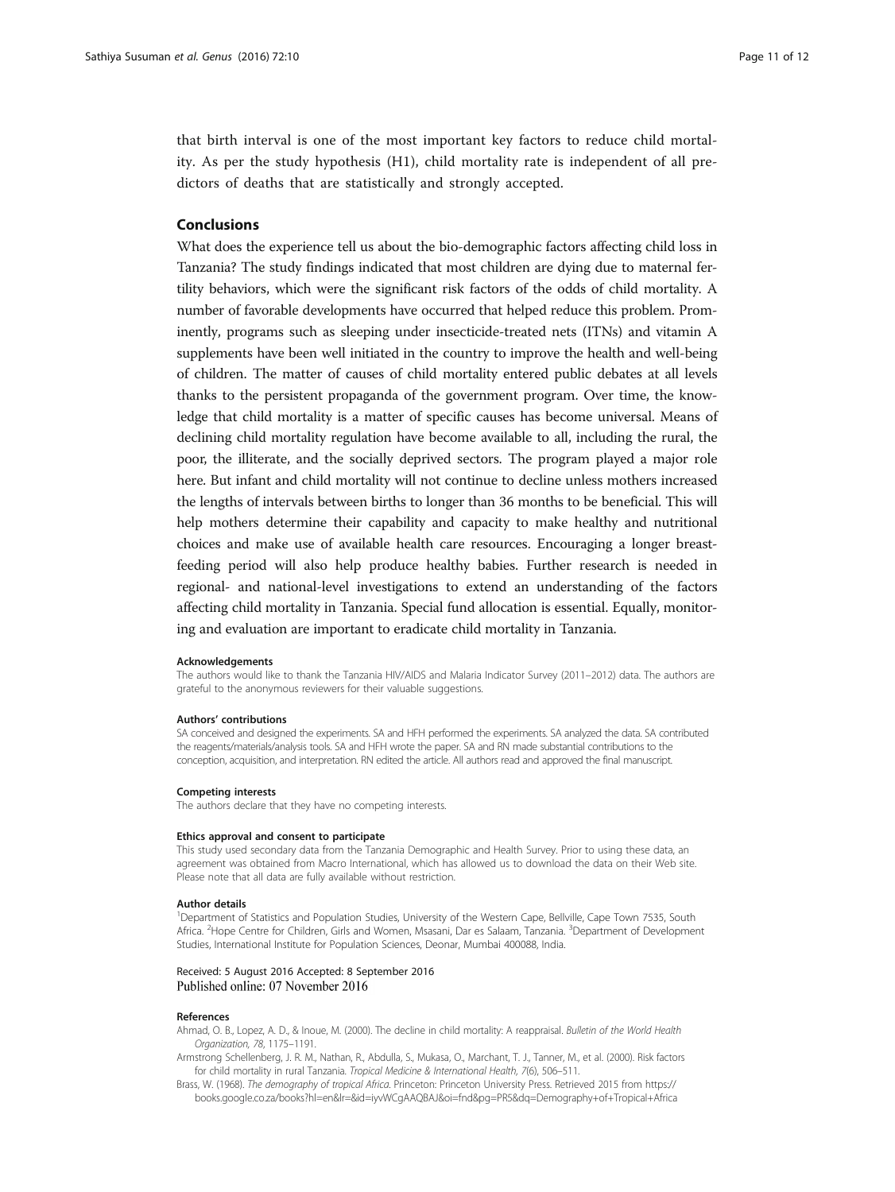that birth interval is one of the most important key factors to reduce child mortality. As per the study hypothesis (H1), child mortality rate is independent of all predictors of deaths that are statistically and strongly accepted.

## Conclusions

What does the experience tell us about the bio-demographic factors affecting child loss in Tanzania? The study findings indicated that most children are dying due to maternal fertility behaviors, which were the significant risk factors of the odds of child mortality. A number of favorable developments have occurred that helped reduce this problem. Prominently, programs such as sleeping under insecticide-treated nets (ITNs) and vitamin A supplements have been well initiated in the country to improve the health and well-being of children. The matter of causes of child mortality entered public debates at all levels thanks to the persistent propaganda of the government program. Over time, the knowledge that child mortality is a matter of specific causes has become universal. Means of declining child mortality regulation have become available to all, including the rural, the poor, the illiterate, and the socially deprived sectors. The program played a major role here. But infant and child mortality will not continue to decline unless mothers increased the lengths of intervals between births to longer than 36 months to be beneficial. This will help mothers determine their capability and capacity to make healthy and nutritional choices and make use of available health care resources. Encouraging a longer breastfeeding period will also help produce healthy babies. Further research is needed in regional- and national-level investigations to extend an understanding of the factors affecting child mortality in Tanzania. Special fund allocation is essential. Equally, monitoring and evaluation are important to eradicate child mortality in Tanzania.

#### Acknowledgements

The authors would like to thank the Tanzania HIV/AIDS and Malaria Indicator Survey (2011–2012) data. The authors are grateful to the anonymous reviewers for their valuable suggestions.

#### Authors' contributions

SA conceived and designed the experiments. SA and HFH performed the experiments. SA analyzed the data. SA contributed the reagents/materials/analysis tools. SA and HFH wrote the paper. SA and RN made substantial contributions to the conception, acquisition, and interpretation. RN edited the article. All authors read and approved the final manuscript.

#### Competing interests

The authors declare that they have no competing interests.

#### Ethics approval and consent to participate

This study used secondary data from the Tanzania Demographic and Health Survey. Prior to using these data, an agreement was obtained from Macro International, which has allowed us to download the data on their Web site. Please note that all data are fully available without restriction.

#### Author details

[1]Department of Statistics and Population Studies, University of the Western Cape, Bellville, Cape Town 7535, South Africa. [2]Hope Centre for Children, Girls and Women, Msasani, Dar es Salaam, Tanzania. [3]Department of Development Studies, International Institute for Population Sciences, Deonar, Mumbai 400088, India.

Received: 5 August 2016 Accepted: 8 September 2016
Published online: 07 November 2016

#### References

Ahmad, O. B., Lopez, A. D., & Inoue, M. (2000). The decline in child mortality: A reappraisal. *Bulletin of the World Health Organization, 78*, 1175–1191.

Armstrong Schellenberg, J. R. M., Nathan, R., Abdulla, S., Mukasa, O., Marchant, T. J., Tanner, M., et al. (2000). Risk factors for child mortality in rural Tanzania. *Tropical Medicine & International Health, 7*(6), 506–511.

Brass, W. (1968). *The demography of tropical Africa*. Princeton: Princeton University Press. Retrieved 2015 from https://books.google.co.za/books?hl=en&lr=&id=iyvWCgAAQBAJ&oi=fnd&pg=PR5&dq=Demography+of+Tropical+Africa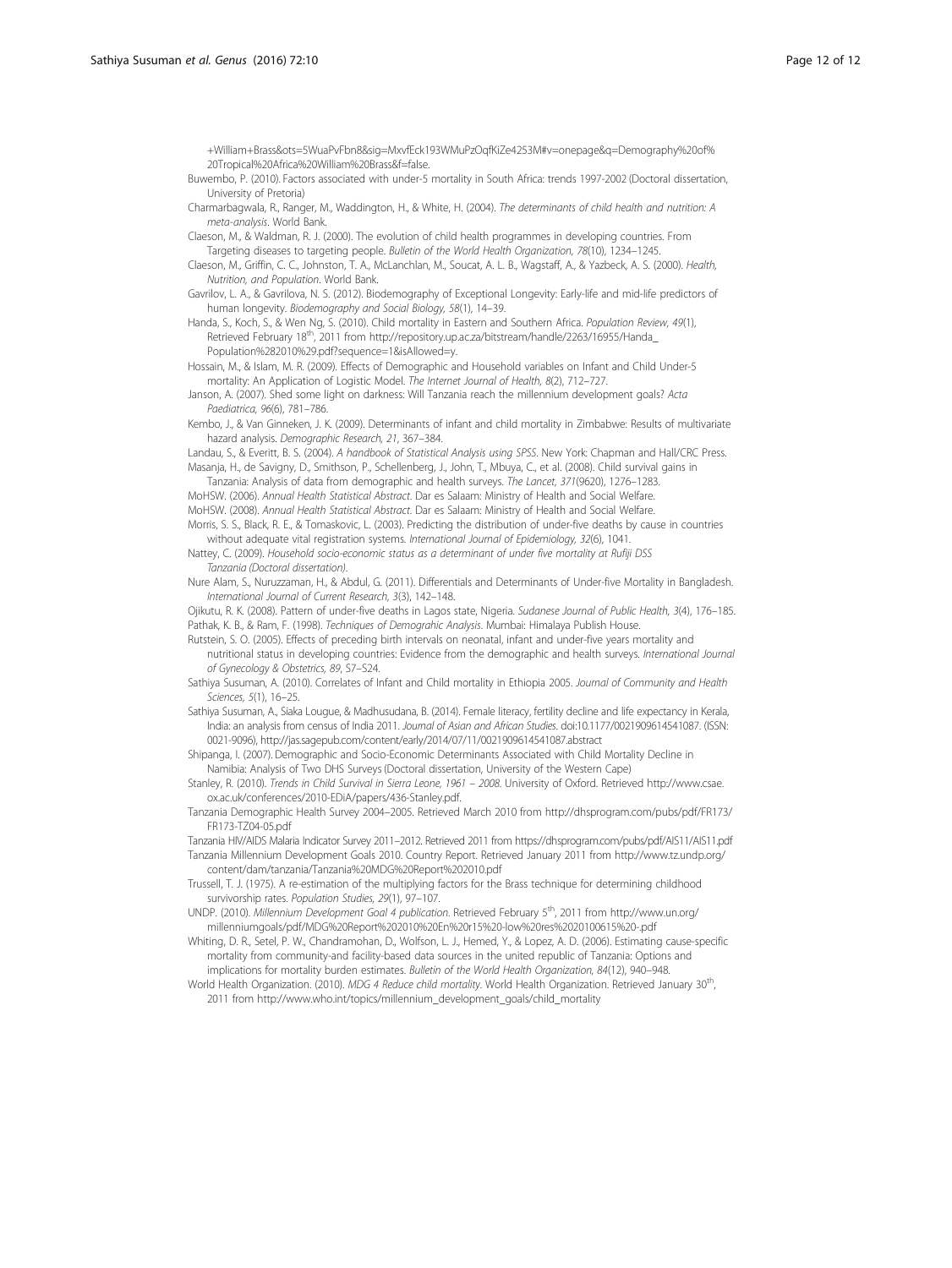+William+Brass&ots=5WuaPvFbn8&sig=MxvfEck193WMuPzOqfKiZe4253M#v=onepage&q=Demography%20of%20Tropical%20Africa%20William%20Brass&f=false.

Buwembo, P. (2010). Factors associated with under-5 mortality in South Africa: trends 1997-2002 (Doctoral dissertation, University of Pretoria)

Charmarbagwala, R., Ranger, M., Waddington, H., & White, H. (2004). *The determinants of child health and nutrition: A meta-analysis*. World Bank.

Claeson, M., & Waldman, R. J. (2000). The evolution of child health programmes in developing countries. From Targeting diseases to targeting people. *Bulletin of the World Health Organization, 78*(10), 1234–1245.

Claeson, M., Griffin, C. C., Johnston, T. A., McLanchlan, M., Soucat, A. L. B., Wagstaff, A., & Yazbeck, A. S. (2000). *Health, Nutrition, and Population*. World Bank.

Gavrilov, L. A., & Gavrilova, N. S. (2012). Biodemography of Exceptional Longevity: Early-life and mid-life predictors of human longevity. *Biodemography and Social Biology, 58*(1), 14–39.

Handa, S., Koch, S., & Wen Ng, S. (2010). Child mortality in Eastern and Southern Africa. *Population Review, 49*(1), Retrieved February 18th, 2011 from http://repository.up.ac.za/bitstream/handle/2263/16955/Handa_Population%282010%29.pdf?sequence=1&isAllowed=y.

Hossain, M., & Islam, M. R. (2009). Effects of Demographic and Household variables on Infant and Child Under-5 mortality: An Application of Logistic Model. *The Internet Journal of Health, 8*(2), 712–727.

Janson, A. (2007). Shed some light on darkness: Will Tanzania reach the millennium development goals? *Acta Paediatrica, 96*(6), 781–786.

Kembo, J., & Van Ginneken, J. K. (2009). Determinants of infant and child mortality in Zimbabwe: Results of multivariate hazard analysis. *Demographic Research, 21*, 367–384.

Landau, S., & Everitt, B. S. (2004). *A handbook of Statistical Analysis using SPSS*. New York: Chapman and Hall/CRC Press.

Masanja, H., de Savigny, D., Smithson, P., Schellenberg, J., John, T., Mbuya, C., et al. (2008). Child survival gains in Tanzania: Analysis of data from demographic and health surveys. *The Lancet, 371*(9620), 1276–1283.

MoHSW. (2006). *Annual Health Statistical Abstract*. Dar es Salaam: Ministry of Health and Social Welfare.

MoHSW. (2008). *Annual Health Statistical Abstract*. Dar es Salaam: Ministry of Health and Social Welfare.

Morris, S. S., Black, R. E., & Tomaskovic, L. (2003). Predicting the distribution of under-five deaths by cause in countries without adequate vital registration systems. *International Journal of Epidemiology, 32*(6), 1041.

Nattey, C. (2009). *Household socio-economic status as a determinant of under five mortality at Rufiji DSS Tanzania (Doctoral dissertation)*.

Nure Alam, S., Nuruzzaman, H., & Abdul, G. (2011). Differentials and Determinants of Under-five Mortality in Bangladesh. *International Journal of Current Research, 3*(3), 142–148.

Ojikutu, R. K. (2008). Pattern of under-five deaths in Lagos state, Nigeria. *Sudanese Journal of Public Health, 3*(4), 176–185.

Pathak, K. B., & Ram, F. (1998). *Techniques of Demograhic Analysis*. Mumbai: Himalaya Publish House.

Rutstein, S. O. (2005). Effects of preceding birth intervals on neonatal, infant and under-five years mortality and nutritional status in developing countries: Evidence from the demographic and health surveys. *International Journal of Gynecology & Obstetrics, 89*, S7–S24.

Sathiya Susuman, A. (2010). Correlates of Infant and Child mortality in Ethiopia 2005. *Journal of Community and Health Sciences, 5*(1), 16–25.

Sathiya Susuman, A., Siaka Lougue, & Madhusudana, B. (2014). Female literacy, fertility decline and life expectancy in Kerala, India: an analysis from census of India 2011. *Journal of Asian and African Studies*. doi:10.1177/0021909614541087. (ISSN: 0021-9096), http://jas.sagepub.com/content/early/2014/07/11/0021909614541087.abstract

Shipanga, I. (2007). Demographic and Socio-Economic Determinants Associated with Child Mortality Decline in Namibia: Analysis of Two DHS Surveys (Doctoral dissertation, University of the Western Cape)

Stanley, R. (2010). *Trends in Child Survival in Sierra Leone, 1961 – 2008*. University of Oxford. Retrieved http://www.csae.ox.ac.uk/conferences/2010-EDiA/papers/436-Stanley.pdf.

Tanzania Demographic Health Survey 2004–2005. Retrieved March 2010 from http://dhsprogram.com/pubs/pdf/FR173/FR173-TZ04-05.pdf

Tanzania HIV/AIDS Malaria Indicator Survey 2011–2012. Retrieved 2011 from https://dhsprogram.com/pubs/pdf/AIS11/AIS11.pdf

Tanzania Millennium Development Goals 2010. Country Report. Retrieved January 2011 from http://www.tz.undp.org/content/dam/tanzania/Tanzania%20MDG%20Report%202010.pdf

Trussell, T. J. (1975). A re-estimation of the multiplying factors for the Brass technique for determining childhood survivorship rates. *Population Studies, 29*(1), 97–107.

UNDP. (2010). *Millennium Development Goal 4 publication*. Retrieved February 5th, 2011 from http://www.un.org/millenniumgoals/pdf/MDG%20Report%202010%20En%20r15%20-low%20res%2020100615%20-.pdf

Whiting, D. R., Setel, P. W., Chandramohan, D., Wolfson, L. J., Hemed, Y., & Lopez, A. D. (2006). Estimating cause-specific mortality from community-and facility-based data sources in the united republic of Tanzania: Options and implications for mortality burden estimates. *Bulletin of the World Health Organization, 84*(12), 940–948.

World Health Organization. (2010). *MDG 4 Reduce child mortality*. World Health Organization. Retrieved January 30th, 2011 from http://www.who.int/topics/millennium_development_goals/child_mortality